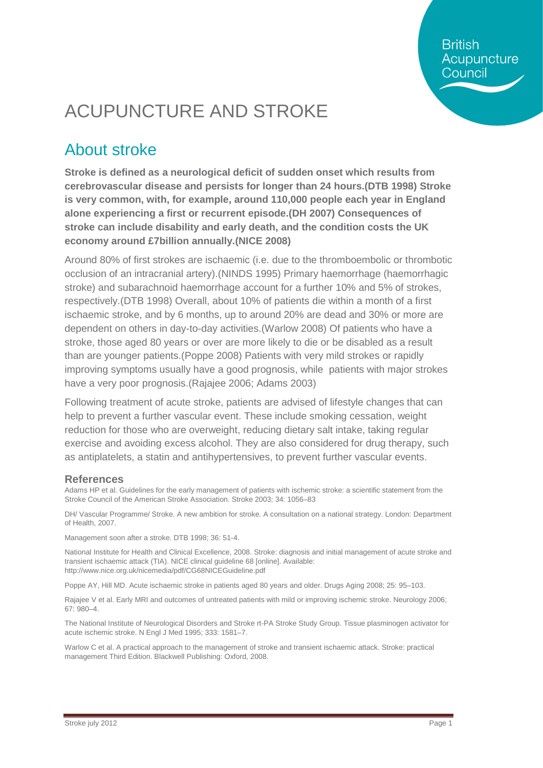# ACUPUNCTURE AND STROKE

## About stroke

**Stroke is defined as a neurological deficit of sudden onset which results from cerebrovascular disease and persists for longer than 24 hours.(DTB 1998) Stroke is very common, with, for example, around 110,000 people each year in England alone experiencing a first or recurrent episode.(DH 2007) Consequences of stroke can include disability and early death, and the condition costs the UK economy around £7billion annually.(NICE 2008)**

Around 80% of first strokes are ischaemic (i.e. due to the thromboembolic or thrombotic occlusion of an intracranial artery).(NINDS 1995) Primary haemorrhage (haemorrhagic stroke) and subarachnoid haemorrhage account for a further 10% and 5% of strokes, respectively.(DTB 1998) Overall, about 10% of patients die within a month of a first ischaemic stroke, and by 6 months, up to around 20% are dead and 30% or more are dependent on others in day-to-day activities.(Warlow 2008) Of patients who have a stroke, those aged 80 years or over are more likely to die or be disabled as a result than are younger patients.(Poppe 2008) Patients with very mild strokes or rapidly improving symptoms usually have a good prognosis, while patients with major strokes have a very poor prognosis.(Rajajee 2006; Adams 2003)

Following treatment of acute stroke, patients are advised of lifestyle changes that can help to prevent a further vascular event. These include smoking cessation, weight reduction for those who are overweight, reducing dietary salt intake, taking regular exercise and avoiding excess alcohol. They are also considered for drug therapy, such as antiplatelets, a statin and antihypertensives, to prevent further vascular events.

### References

Adams HP et al. Guidelines for the early management of patients with ischemic stroke: a scientific statement from the Stroke Council of the American Stroke Association. Stroke 2003; 34: 1056–83

DH/ Vascular Programme/ Stroke. A new ambition for stroke. A consultation on a national strategy. London: Department of Health, 2007.

Management soon after a stroke. DTB 1998; 36: 51-4.

National Institute for Health and Clinical Excellence, 2008. Stroke: diagnosis and initial management of acute stroke and transient ischaemic attack (TIA). NICE clinical guideline 68 [online]. Available: http://www.nice.org.uk/nicemedia/pdf/CG68NICEGuideline.pdf

Poppe AY, Hill MD. Acute ischaemic stroke in patients aged 80 years and older. Drugs Aging 2008; 25: 95–103.

Rajajee V et al. Early MRI and outcomes of untreated patients with mild or improving ischemic stroke. Neurology 2006; 67: 980–4.

The National Institute of Neurological Disorders and Stroke rt-PA Stroke Study Group. Tissue plasminogen activator for acute ischemic stroke. N Engl J Med 1995; 333: 1581–7.

Warlow C et al. A practical approach to the management of stroke and transient ischaemic attack. Stroke: practical management Third Edition. Blackwell Publishing: Oxford, 2008.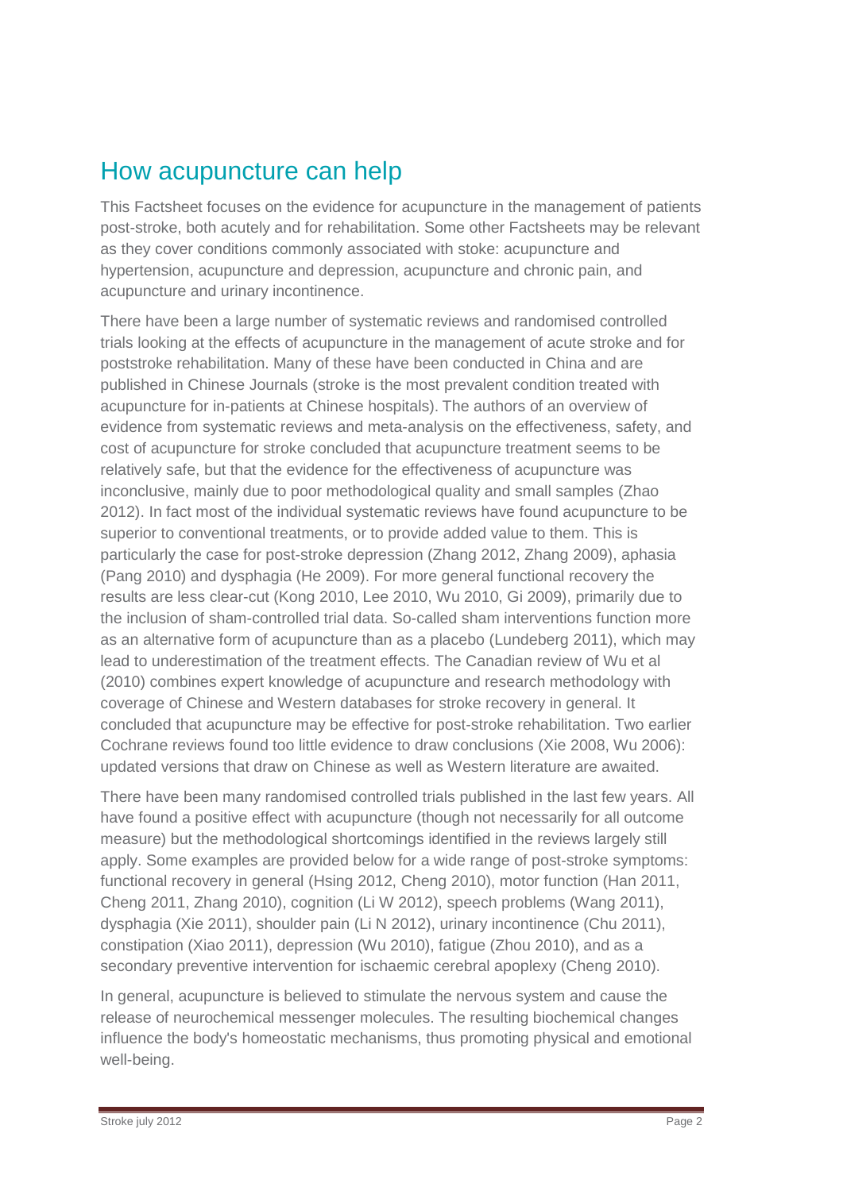## How acupuncture can help

This Factsheet focuses on the evidence for acupuncture in the management of patients post-stroke, both acutely and for rehabilitation. Some other Factsheets may be relevant as they cover conditions commonly associated with stoke: acupuncture and hypertension, acupuncture and depression, acupuncture and chronic pain, and acupuncture and urinary incontinence.

There have been a large number of systematic reviews and randomised controlled trials looking at the effects of acupuncture in the management of acute stroke and for poststroke rehabilitation. Many of these have been conducted in China and are published in Chinese Journals (stroke is the most prevalent condition treated with acupuncture for in-patients at Chinese hospitals). The authors of an overview of evidence from systematic reviews and meta-analysis on the effectiveness, safety, and cost of acupuncture for stroke concluded that acupuncture treatment seems to be relatively safe, but that the evidence for the effectiveness of acupuncture was inconclusive, mainly due to poor methodological quality and small samples (Zhao 2012). In fact most of the individual systematic reviews have found acupuncture to be superior to conventional treatments, or to provide added value to them. This is particularly the case for post-stroke depression (Zhang 2012, Zhang 2009), aphasia (Pang 2010) and dysphagia (He 2009). For more general functional recovery the results are less clear-cut (Kong 2010, Lee 2010, Wu 2010, Gi 2009), primarily due to the inclusion of sham-controlled trial data. So-called sham interventions function more as an alternative form of acupuncture than as a placebo (Lundeberg 2011), which may lead to underestimation of the treatment effects. The Canadian review of Wu et al (2010) combines expert knowledge of acupuncture and research methodology with coverage of Chinese and Western databases for stroke recovery in general. It concluded that acupuncture may be effective for post-stroke rehabilitation. Two earlier Cochrane reviews found too little evidence to draw conclusions (Xie 2008, Wu 2006): updated versions that draw on Chinese as well as Western literature are awaited.

There have been many randomised controlled trials published in the last few years. All have found a positive effect with acupuncture (though not necessarily for all outcome measure) but the methodological shortcomings identified in the reviews largely still apply. Some examples are provided below for a wide range of post-stroke symptoms: functional recovery in general (Hsing 2012, Cheng 2010), motor function (Han 2011, Cheng 2011, Zhang 2010), cognition (Li W 2012), speech problems (Wang 2011), dysphagia (Xie 2011), shoulder pain (Li N 2012), urinary incontinence (Chu 2011), constipation (Xiao 2011), depression (Wu 2010), fatigue (Zhou 2010), and as a secondary preventive intervention for ischaemic cerebral apoplexy (Cheng 2010).

In general, acupuncture is believed to stimulate the nervous system and cause the release of neurochemical messenger molecules. The resulting biochemical changes influence the body's homeostatic mechanisms, thus promoting physical and emotional well-being.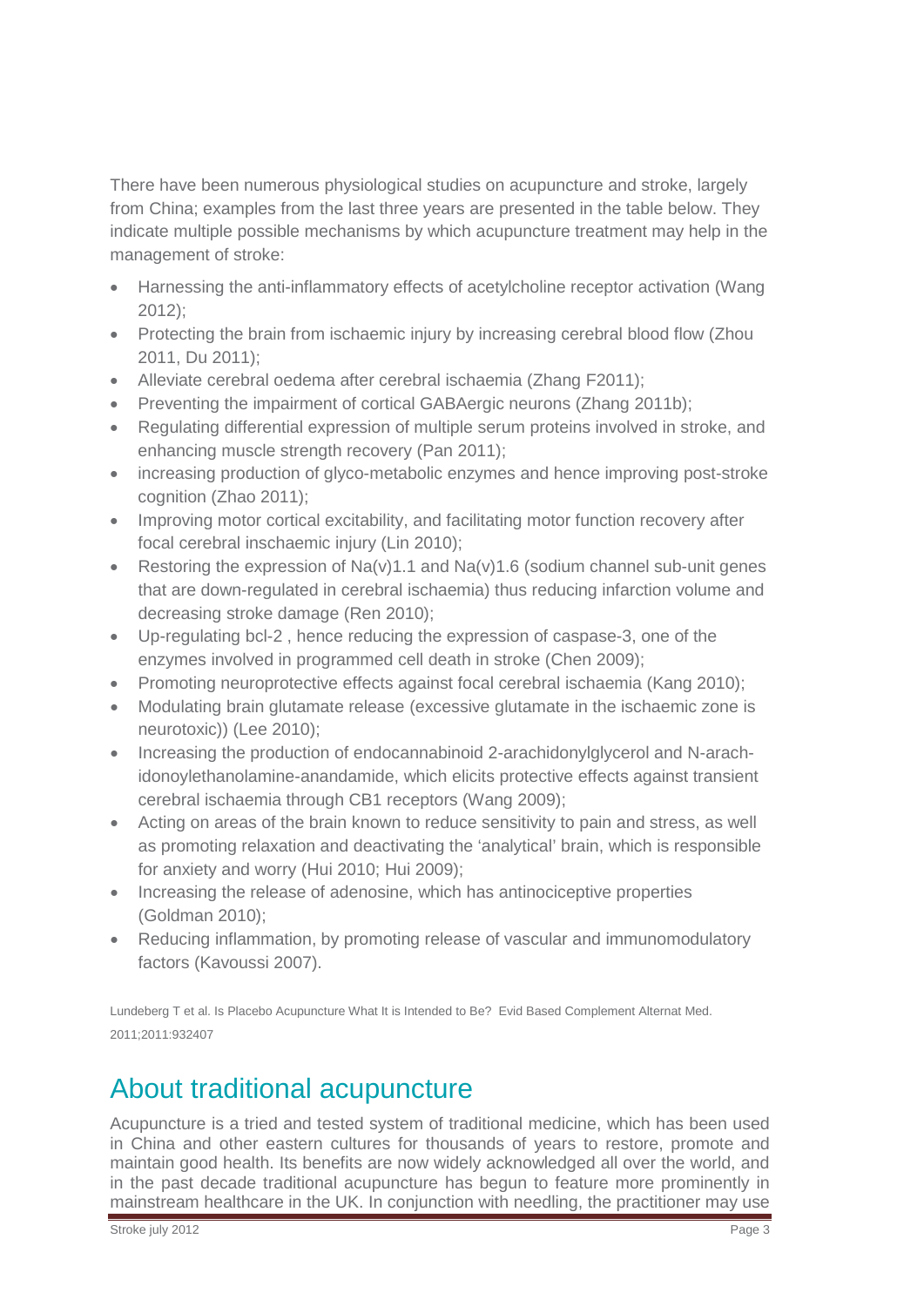There have been numerous physiological studies on acupuncture and stroke, largely from China; examples from the last three years are presented in the table below. They indicate multiple possible mechanisms by which acupuncture treatment may help in the management of stroke:

- Harnessing the anti-inflammatory effects of acetylcholine receptor activation (Wang 2012);
- Protecting the brain from ischaemic injury by increasing cerebral blood flow (Zhou 2011, Du 2011);
- Alleviate cerebral oedema after cerebral ischaemia (Zhang F2011);
- Preventing the impairment of cortical GABAergic neurons (Zhang 2011b);
- Regulating differential expression of multiple serum proteins involved in stroke, and enhancing muscle strength recovery (Pan 2011);
- increasing production of glyco-metabolic enzymes and hence improving post-stroke cognition (Zhao 2011);
- Improving motor cortical excitability, and facilitating motor function recovery after focal cerebral inschaemic injury (Lin 2010);
- Restoring the expression of Na(v)1.1 and Na(v)1.6 (sodium channel sub-unit genes that are down-regulated in cerebral ischaemia) thus reducing infarction volume and decreasing stroke damage (Ren 2010);
- Up-regulating bcl-2 , hence reducing the expression of caspase-3, one of the enzymes involved in programmed cell death in stroke (Chen 2009);
- Promoting neuroprotective effects against focal cerebral ischaemia (Kang 2010);
- Modulating brain glutamate release (excessive glutamate in the ischaemic zone is neurotoxic)) (Lee 2010);
- Increasing the production of endocannabinoid 2-arachidonylglycerol and N-arach-idonoylethanolamine-anandamide, which elicits protective effects against transient cerebral ischaemia through CB1 receptors (Wang 2009);
- Acting on areas of the brain known to reduce sensitivity to pain and stress, as well as promoting relaxation and deactivating the 'analytical' brain, which is responsible for anxiety and worry (Hui 2010; Hui 2009);
- Increasing the release of adenosine, which has antinociceptive properties (Goldman 2010);
- Reducing inflammation, by promoting release of vascular and immunomodulatory factors (Kavoussi 2007).

Lundeberg T et al. Is Placebo Acupuncture What It is Intended to Be? Evid Based Complement Alternat Med. 2011;2011:932407

## About traditional acupuncture

Acupuncture is a tried and tested system of traditional medicine, which has been used in China and other eastern cultures for thousands of years to restore, promote and maintain good health. Its benefits are now widely acknowledged all over the world, and in the past decade traditional acupuncture has begun to feature more prominently in mainstream healthcare in the UK. In conjunction with needling, the practitioner may use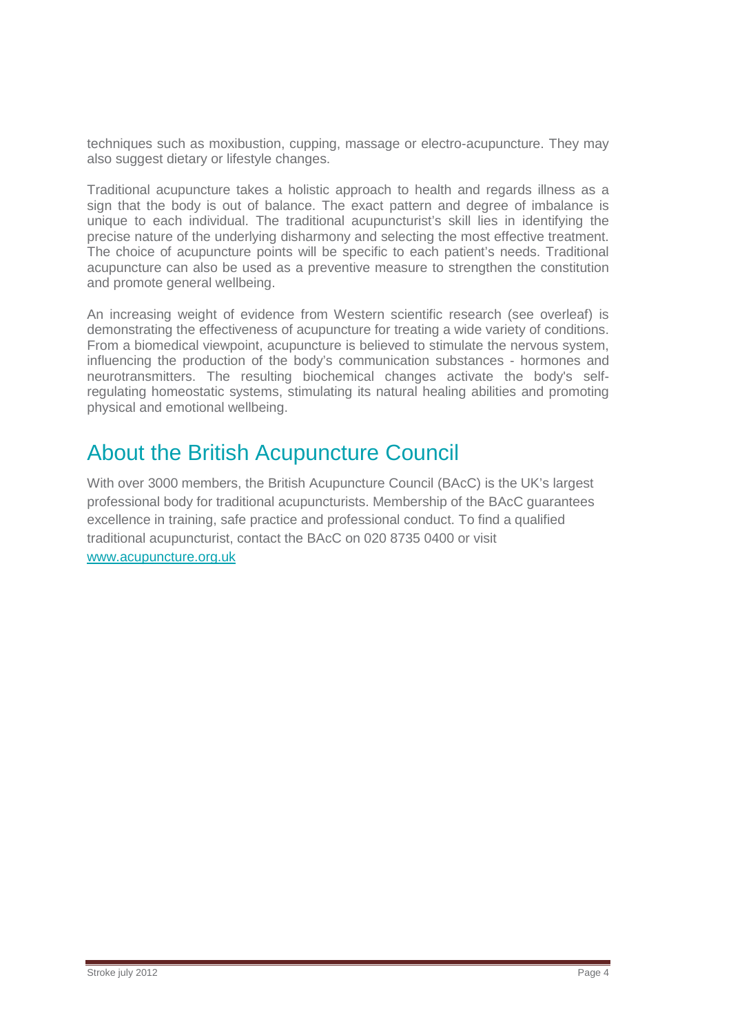techniques such as moxibustion, cupping, massage or electro-acupuncture. They may also suggest dietary or lifestyle changes.

Traditional acupuncture takes a holistic approach to health and regards illness as a sign that the body is out of balance. The exact pattern and degree of imbalance is unique to each individual. The traditional acupuncturist's skill lies in identifying the precise nature of the underlying disharmony and selecting the most effective treatment. The choice of acupuncture points will be specific to each patient's needs. Traditional acupuncture can also be used as a preventive measure to strengthen the constitution and promote general wellbeing.

An increasing weight of evidence from Western scientific research (see overleaf) is demonstrating the effectiveness of acupuncture for treating a wide variety of conditions. From a biomedical viewpoint, acupuncture is believed to stimulate the nervous system, influencing the production of the body's communication substances - hormones and neurotransmitters. The resulting biochemical changes activate the body's self-regulating homeostatic systems, stimulating its natural healing abilities and promoting physical and emotional wellbeing.

## About the British Acupuncture Council

With over 3000 members, the British Acupuncture Council (BAcC) is the UK's largest professional body for traditional acupuncturists. Membership of the BAcC guarantees excellence in training, safe practice and professional conduct. To find a qualified traditional acupuncturist, contact the BAcC on 020 8735 0400 or visit [www.acupuncture.org.uk](http://www.acupuncture.org.uk)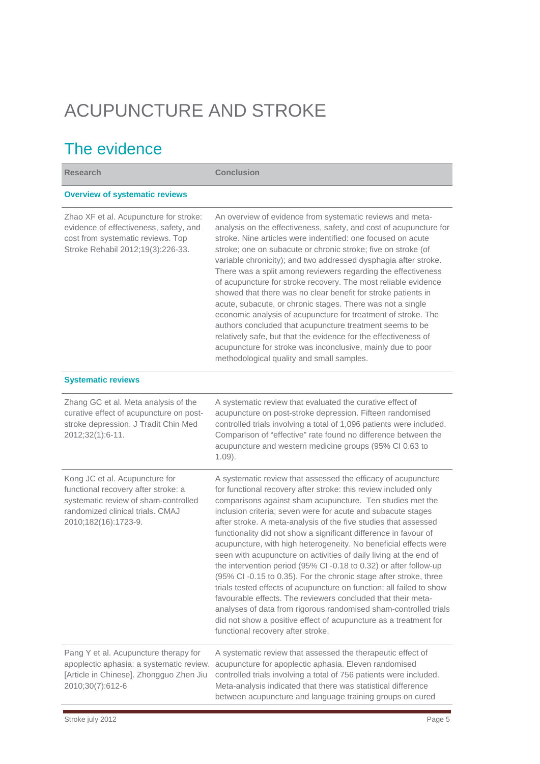# ACUPUNCTURE AND STROKE

## The evidence

| Research | Conclusion |
|---|---|
| **Overview of systematic reviews** | |
| Zhao XF et al. Acupuncture for stroke: evidence of effectiveness, safety, and cost from systematic reviews. Top Stroke Rehabil 2012;19(3):226-33. | An overview of evidence from systematic reviews and meta-analysis on the effectiveness, safety, and cost of acupuncture for stroke. Nine articles were indentified: one focused on acute stroke; one on subacute or chronic stroke; five on stroke (of variable chronicity); and two addressed dysphagia after stroke. There was a split among reviewers regarding the effectiveness of acupuncture for stroke recovery. The most reliable evidence showed that there was no clear benefit for stroke patients in acute, subacute, or chronic stages. There was not a single economic analysis of acupuncture for treatment of stroke. The authors concluded that acupuncture treatment seems to be relatively safe, but that the evidence for the effectiveness of acupuncture for stroke was inconclusive, mainly due to poor methodological quality and small samples. |
| **Systematic reviews** | |
| Zhang GC et al. Meta analysis of the curative effect of acupuncture on post-stroke depression. J Tradit Chin Med 2012;32(1):6-11. | A systematic review that evaluated the curative effect of acupuncture on post-stroke depression. Fifteen randomised controlled trials involving a total of 1,096 patients were included. Comparison of "effective" rate found no difference between the acupuncture and western medicine groups (95% CI 0.63 to 1.09). |
| Kong JC et al. Acupuncture for functional recovery after stroke: a systematic review of sham-controlled randomized clinical trials. CMAJ 2010;182(16):1723-9. | A systematic review that assessed the efficacy of acupuncture for functional recovery after stroke: this review included only comparisons against sham acupuncture. Ten studies met the inclusion criteria; seven were for acute and subacute stages after stroke. A meta-analysis of the five studies that assessed functionality did not show a significant difference in favour of acupuncture, with high heterogeneity. No beneficial effects were seen with acupuncture on activities of daily living at the end of the intervention period (95% CI -0.18 to 0.32) or after follow-up (95% CI -0.15 to 0.35). For the chronic stage after stroke, three trials tested effects of acupuncture on function; all failed to show favourable effects. The reviewers concluded that their meta-analyses of data from rigorous randomised sham-controlled trials did not show a positive effect of acupuncture as a treatment for functional recovery after stroke. |
| Pang Y et al. Acupuncture therapy for apoplectic aphasia: a systematic review. [Article in Chinese]. Zhongguo Zhen Jiu 2010;30(7):612-6 | A systematic review that assessed the therapeutic effect of acupuncture for apoplectic aphasia. Eleven randomised controlled trials involving a total of 756 patients were included. Meta-analysis indicated that there was statistical difference between acupuncture and language training groups on cured |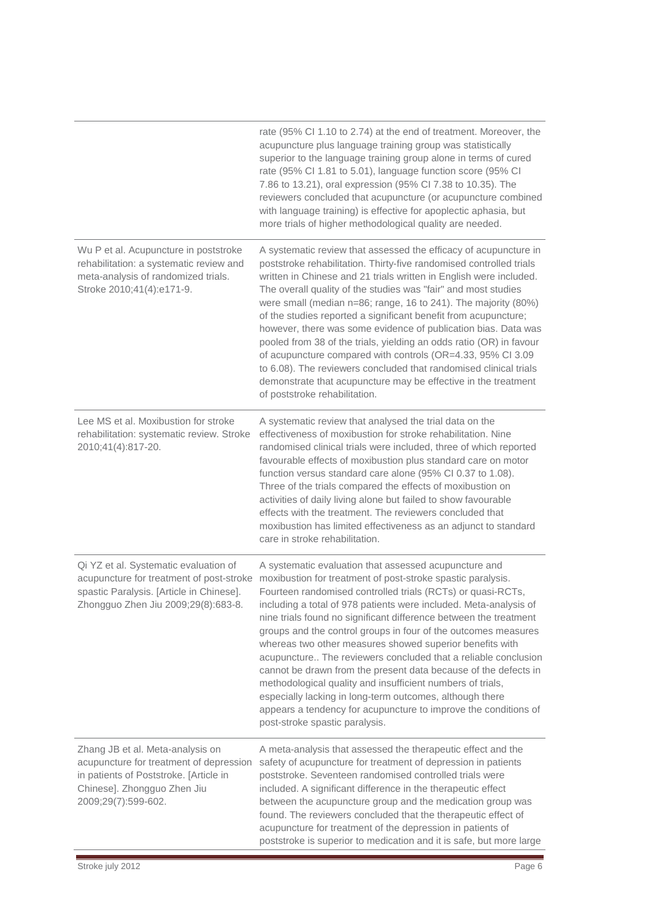| | |
|---|---|
| | rate (95% CI 1.10 to 2.74) at the end of treatment. Moreover, the acupuncture plus language training group was statistically superior to the language training group alone in terms of cured rate (95% CI 1.81 to 5.01), language function score (95% CI 7.86 to 13.21), oral expression (95% CI 7.38 to 10.35). The reviewers concluded that acupuncture (or acupuncture combined with language training) is effective for apoplectic aphasia, but more trials of higher methodological quality are needed. |
| Wu P et al. Acupuncture in poststroke rehabilitation: a systematic review and meta-analysis of randomized trials. Stroke 2010;41(4):e171-9. | A systematic review that assessed the efficacy of acupuncture in poststroke rehabilitation. Thirty-five randomised controlled trials written in Chinese and 21 trials written in English were included. The overall quality of the studies was "fair" and most studies were small (median n=86; range, 16 to 241). The majority (80%) of the studies reported a significant benefit from acupuncture; however, there was some evidence of publication bias. Data was pooled from 38 of the trials, yielding an odds ratio (OR) in favour of acupuncture compared with controls (OR=4.33, 95% CI 3.09 to 6.08). The reviewers concluded that randomised clinical trials demonstrate that acupuncture may be effective in the treatment of poststroke rehabilitation. |
| Lee MS et al. Moxibustion for stroke rehabilitation: systematic review. Stroke 2010;41(4):817-20. | A systematic review that analysed the trial data on the effectiveness of moxibustion for stroke rehabilitation. Nine randomised clinical trials were included, three of which reported favourable effects of moxibustion plus standard care on motor function versus standard care alone (95% CI 0.37 to 1.08). Three of the trials compared the effects of moxibustion on activities of daily living alone but failed to show favourable effects with the treatment. The reviewers concluded that moxibustion has limited effectiveness as an adjunct to standard care in stroke rehabilitation. |
| Qi YZ et al. Systematic evaluation of acupuncture for treatment of post-stroke spastic Paralysis. [Article in Chinese]. Zhongguo Zhen Jiu 2009;29(8):683-8. | A systematic evaluation that assessed acupuncture and moxibustion for treatment of post-stroke spastic paralysis. Fourteen randomised controlled trials (RCTs) or quasi-RCTs, including a total of 978 patients were included. Meta-analysis of nine trials found no significant difference between the treatment groups and the control groups in four of the outcomes measures whereas two other measures showed superior benefits with acupuncture.. The reviewers concluded that a reliable conclusion cannot be drawn from the present data because of the defects in methodological quality and insufficient numbers of trials, especially lacking in long-term outcomes, although there appears a tendency for acupuncture to improve the conditions of post-stroke spastic paralysis. |
| Zhang JB et al. Meta-analysis on acupuncture for treatment of depression in patients of Poststroke. [Article in Chinese]. Zhongguo Zhen Jiu 2009;29(7):599-602. | A meta-analysis that assessed the therapeutic effect and the safety of acupuncture for treatment of depression in patients poststroke. Seventeen randomised controlled trials were included. A significant difference in the therapeutic effect between the acupuncture group and the medication group was found. The reviewers concluded that the therapeutic effect of acupuncture for treatment of the depression in patients of poststroke is superior to medication and it is safe, but more large |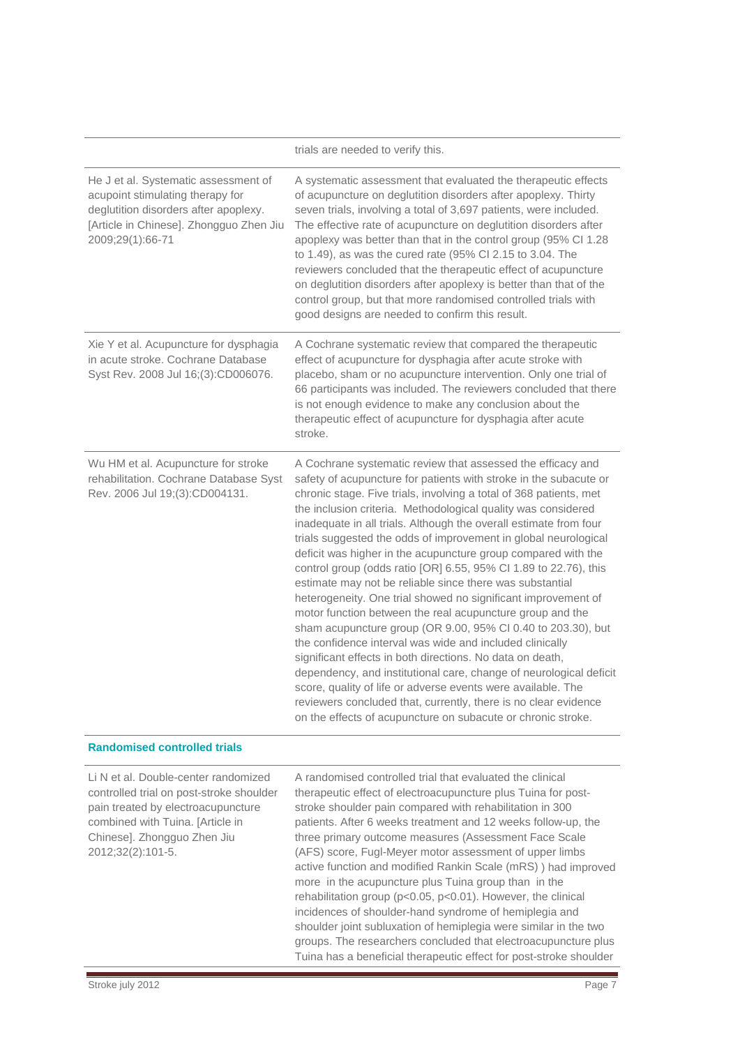| | |
|---|---|
| | trials are needed to verify this. |
| He J et al. Systematic assessment of acupoint stimulating therapy for deglutition disorders after apoplexy. [Article in Chinese]. Zhongguo Zhen Jiu 2009;29(1):66-71 | A systematic assessment that evaluated the therapeutic effects of acupuncture on deglutition disorders after apoplexy. Thirty seven trials, involving a total of 3,697 patients, were included. The effective rate of acupuncture on deglutition disorders after apoplexy was better than that in the control group (95% CI 1.28 to 1.49), as was the cured rate (95% CI 2.15 to 3.04. The reviewers concluded that the therapeutic effect of acupuncture on deglutition disorders after apoplexy is better than that of the control group, but that more randomised controlled trials with good designs are needed to confirm this result. |
| Xie Y et al. Acupuncture for dysphagia in acute stroke. Cochrane Database Syst Rev. 2008 Jul 16;(3):CD006076. | A Cochrane systematic review that compared the therapeutic effect of acupuncture for dysphagia after acute stroke with placebo, sham or no acupuncture intervention. Only one trial of 66 participants was included. The reviewers concluded that there is not enough evidence to make any conclusion about the therapeutic effect of acupuncture for dysphagia after acute stroke. |
| Wu HM et al. Acupuncture for stroke rehabilitation. Cochrane Database Syst Rev. 2006 Jul 19;(3):CD004131. | A Cochrane systematic review that assessed the efficacy and safety of acupuncture for patients with stroke in the subacute or chronic stage. Five trials, involving a total of 368 patients, met the inclusion criteria. Methodological quality was considered inadequate in all trials. Although the overall estimate from four trials suggested the odds of improvement in global neurological deficit was higher in the acupuncture group compared with the control group (odds ratio [OR] 6.55, 95% CI 1.89 to 22.76), this estimate may not be reliable since there was substantial heterogeneity. One trial showed no significant improvement of motor function between the real acupuncture group and the sham acupuncture group (OR 9.00, 95% CI 0.40 to 203.30), but the confidence interval was wide and included clinically significant effects in both directions. No data on death, dependency, and institutional care, change of neurological deficit score, quality of life or adverse events were available. The reviewers concluded that, currently, there is no clear evidence on the effects of acupuncture on subacute or chronic stroke. |

### Randomised controlled trials

| | |
|---|---|
| Li N et al. Double-center randomized controlled trial on post-stroke shoulder pain treated by electroacupuncture combined with Tuina. [Article in Chinese]. Zhongguo Zhen Jiu 2012;32(2):101-5. | A randomised controlled trial that evaluated the clinical therapeutic effect of electroacupuncture plus Tuina for post-stroke shoulder pain compared with rehabilitation in 300 patients. After 6 weeks treatment and 12 weeks follow-up, the three primary outcome measures (Assessment Face Scale (AFS) score, Fugl-Meyer motor assessment of upper limbs active function and modified Rankin Scale (mRS) ) had improved more in the acupuncture plus Tuina group than in the rehabilitation group ($p<0.05$, $p<0.01$). However, the clinical incidences of shoulder-hand syndrome of hemiplegia and shoulder joint subluxation of hemiplegia were similar in the two groups. The researchers concluded that electroacupuncture plus Tuina has a beneficial therapeutic effect for post-stroke shoulder |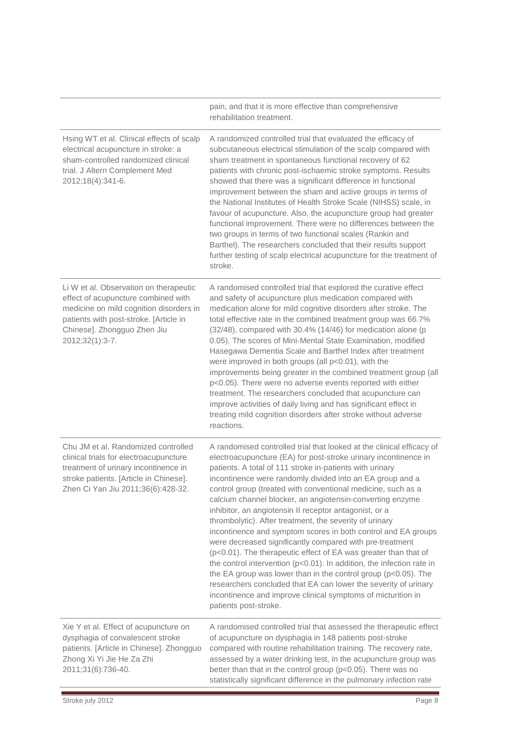| | |
|---|---|
| | pain, and that it is more effective than comprehensive rehabilitation treatment. |
| Hsing WT et al. Clinical effects of scalp electrical acupuncture in stroke: a sham-controlled randomized clinical trial. J Altern Complement Med 2012;18(4):341-6. | A randomized controlled trial that evaluated the efficacy of subcutaneous electrical stimulation of the scalp compared with sham treatment in spontaneous functional recovery of 62 patients with chronic post-ischaemic stroke symptoms. Results showed that there was a significant difference in functional improvement between the sham and active groups in terms of the National Institutes of Health Stroke Scale (NIHSS) scale, in favour of acupuncture. Also, the acupuncture group had greater functional improvement. There were no differences between the two groups in terms of two functional scales (Rankin and Barthel). The researchers concluded that their results support further testing of scalp electrical acupuncture for the treatment of stroke. |
| Li W et al. Observation on therapeutic effect of acupuncture combined with medicine on mild cognition disorders in patients with post-stroke. [Article in Chinese]. Zhongguo Zhen Jiu 2012;32(1):3-7. | A randomised controlled trial that explored the curative effect and safety of acupuncture plus medication compared with medication alone for mild cognitive disorders after stroke. The total effective rate in the combined treatment group was 66.7% (32/48), compared with 30.4% (14/46) for medication alone (p 0.05). The scores of Mini-Mental State Examination, modified Hasegawa Dementia Scale and Barthel Index after treatment were improved in both groups (all $p<0.01$), with the improvements being greater in the combined treatment group (all $p<0.05$). There were no adverse events reported with either treatment. The researchers concluded that acupuncture can improve activities of daily living and has significant effect in treating mild cognition disorders after stroke without adverse reactions. |
| Chu JM et al. Randomized controlled clinical trials for electroacupuncture treatment of urinary incontinence in stroke patients. [Article in Chinese]. Zhen Ci Yan Jiu 2011;36(6):428-32. | A randomised controlled trial that looked at the clinical efficacy of electroacupuncture (EA) for post-stroke urinary incontinence in patients. A total of 111 stroke in-patients with urinary incontinence were randomly divided into an EA group and a control group (treated with conventional medicine, such as a calcium channel blocker, an angiotensin-converting enzyme inhibitor, an angiotensin II receptor antagonist, or a thrombolytic). After treatment, the severity of urinary incontinence and symptom scores in both control and EA groups were decreased significantly compared with pre-treatment ($p<0.01$). The therapeutic effect of EA was greater than that of the control intervention ($p<0.01$). In addition, the infection rate in the EA group was lower than in the control group ($p<0.05$). The researchers concluded that EA can lower the severity of urinary incontinence and improve clinical symptoms of micturition in patients post-stroke. |
| Xie Y et al. Effect of acupuncture on dysphagia of convalescent stroke patients. [Article in Chinese]. Zhongguo Zhong Xi Yi Jie He Za Zhi 2011;31(6):736-40. | A randomised controlled trial that assessed the therapeutic effect of acupuncture on dysphagia in 148 patients post-stroke compared with routine rehabilitation training. The recovery rate, assessed by a water drinking test, in the acupuncture group was better than that in the control group ($p<0.05$). There was no statistically significant difference in the pulmonary infection rate |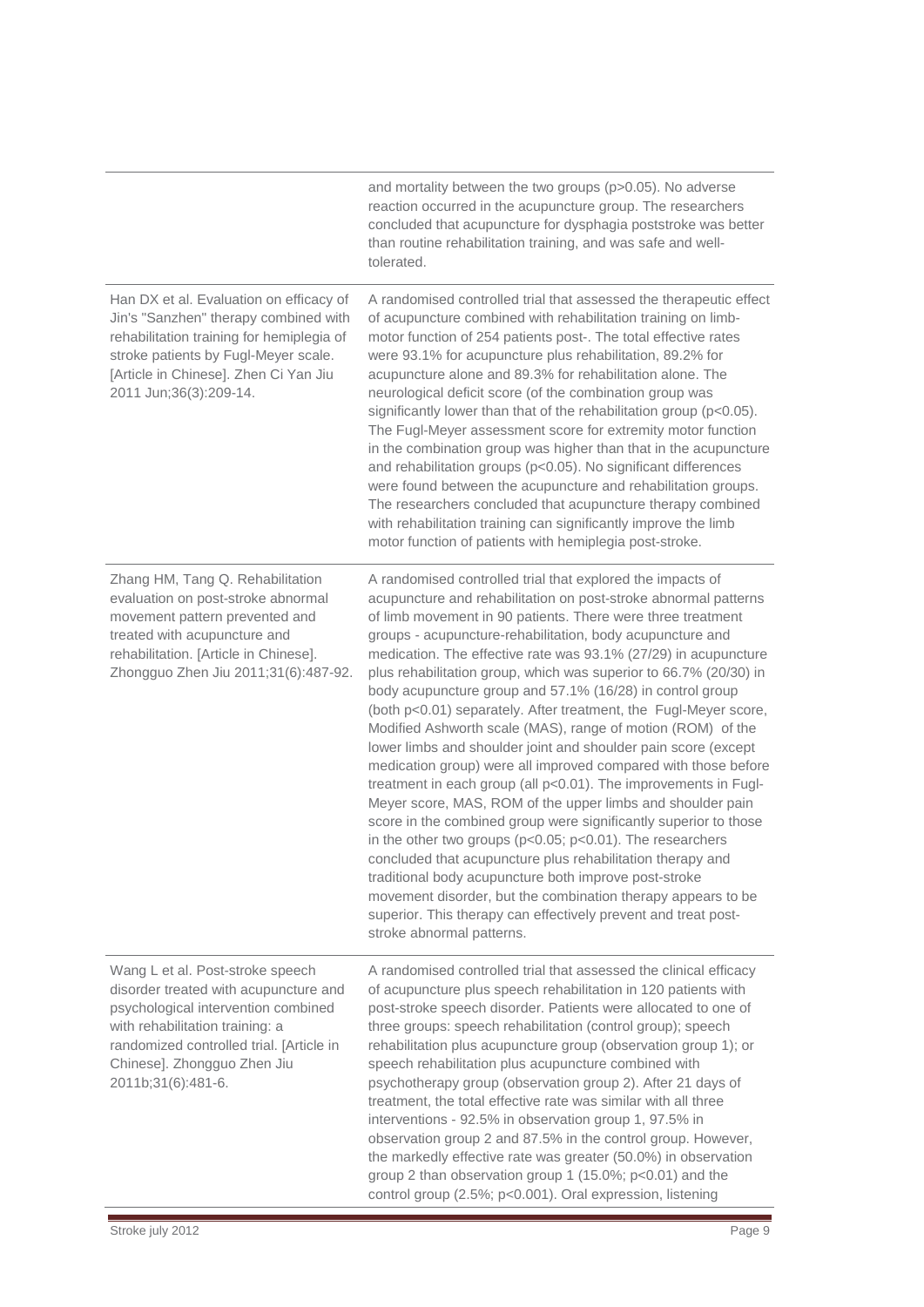| | |
|---|---|
| | and mortality between the two groups ($p>0.05$). No adverse reaction occurred in the acupuncture group. The researchers concluded that acupuncture for dysphagia poststroke was better than routine rehabilitation training, and was safe and well-tolerated. |
| Han DX et al. Evaluation on efficacy of Jin's "Sanzhen" therapy combined with rehabilitation training for hemiplegia of stroke patients by Fugl-Meyer scale. [Article in Chinese]. Zhen Ci Yan Jiu 2011 Jun;36(3):209-14. | A randomised controlled trial that assessed the therapeutic effect of acupuncture combined with rehabilitation training on limb-motor function of 254 patients post-. The total effective rates were 93.1% for acupuncture plus rehabilitation, 89.2% for acupuncture alone and 89.3% for rehabilitation alone. The neurological deficit score (of the combination group was significantly lower than that of the rehabilitation group ($p<0.05$). The Fugl-Meyer assessment score for extremity motor function in the combination group was higher than that in the acupuncture and rehabilitation groups ($p<0.05$). No significant differences were found between the acupuncture and rehabilitation groups. The researchers concluded that acupuncture therapy combined with rehabilitation training can significantly improve the limb motor function of patients with hemiplegia post-stroke. |
| Zhang HM, Tang Q. Rehabilitation evaluation on post-stroke abnormal movement pattern prevented and treated with acupuncture and rehabilitation. [Article in Chinese]. Zhongguo Zhen Jiu 2011;31(6):487-92. | A randomised controlled trial that explored the impacts of acupuncture and rehabilitation on post-stroke abnormal patterns of limb movement in 90 patients. There were three treatment groups - acupuncture-rehabilitation, body acupuncture and medication. The effective rate was 93.1% (27/29) in acupuncture plus rehabilitation group, which was superior to 66.7% (20/30) in body acupuncture group and 57.1% (16/28) in control group (both $p<0.01$) separately. After treatment, the Fugl-Meyer score, Modified Ashworth scale (MAS), range of motion (ROM) of the lower limbs and shoulder joint and shoulder pain score (except medication group) were all improved compared with those before treatment in each group (all $p<0.01$). The improvements in Fugl-Meyer score, MAS, ROM of the upper limbs and shoulder pain score in the combined group were significantly superior to those in the other two groups ($p<0.05$; $p<0.01$). The researchers concluded that acupuncture plus rehabilitation therapy and traditional body acupuncture both improve post-stroke movement disorder, but the combination therapy appears to be superior. This therapy can effectively prevent and treat post-stroke abnormal patterns. |
| Wang L et al. Post-stroke speech disorder treated with acupuncture and psychological intervention combined with rehabilitation training: a randomized controlled trial. [Article in Chinese]. Zhongguo Zhen Jiu 2011b;31(6):481-6. | A randomised controlled trial that assessed the clinical efficacy of acupuncture plus speech rehabilitation in 120 patients with post-stroke speech disorder. Patients were allocated to one of three groups: speech rehabilitation (control group); speech rehabilitation plus acupuncture group (observation group 1); or speech rehabilitation plus acupuncture combined with psychotherapy group (observation group 2). After 21 days of treatment, the total effective rate was similar with all three interventions - 92.5% in observation group 1, 97.5% in observation group 2 and 87.5% in the control group. However, the markedly effective rate was greater (50.0%) in observation group 2 than observation group 1 (15.0%; $p<0.01$) and the control group (2.5%; $p<0.001$). Oral expression, listening |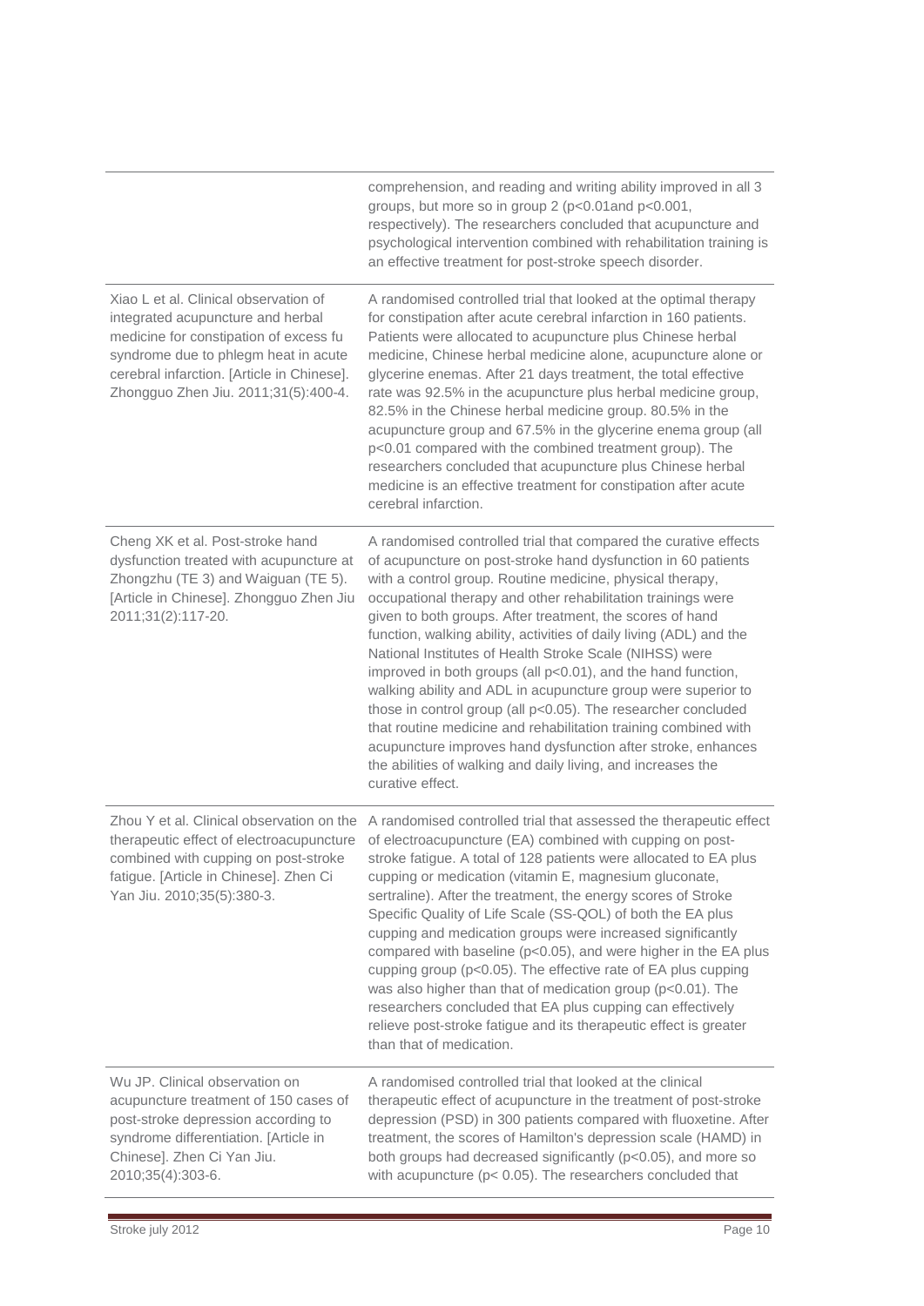| | |
|---|---|
| | comprehension, and reading and writing ability improved in all 3 groups, but more so in group 2 ($p<0.01$and $p<0.001$, respectively). The researchers concluded that acupuncture and psychological intervention combined with rehabilitation training is an effective treatment for post-stroke speech disorder. |
| Xiao L et al. Clinical observation of integrated acupuncture and herbal medicine for constipation of excess fu syndrome due to phlegm heat in acute cerebral infarction. [Article in Chinese]. Zhongguo Zhen Jiu. 2011;31(5):400-4. | A randomised controlled trial that looked at the optimal therapy for constipation after acute cerebral infarction in 160 patients. Patients were allocated to acupuncture plus Chinese herbal medicine, Chinese herbal medicine alone, acupuncture alone or glycerine enemas. After 21 days treatment, the total effective rate was 92.5% in the acupuncture plus herbal medicine group, 82.5% in the Chinese herbal medicine group. 80.5% in the acupuncture group and 67.5% in the glycerine enema group (all $p<0.01$ compared with the combined treatment group). The researchers concluded that acupuncture plus Chinese herbal medicine is an effective treatment for constipation after acute cerebral infarction. |
| Cheng XK et al. Post-stroke hand dysfunction treated with acupuncture at Zhongzhu (TE 3) and Waiguan (TE 5). [Article in Chinese]. Zhongguo Zhen Jiu 2011;31(2):117-20. | A randomised controlled trial that compared the curative effects of acupuncture on post-stroke hand dysfunction in 60 patients with a control group. Routine medicine, physical therapy, occupational therapy and other rehabilitation trainings were given to both groups. After treatment, the scores of hand function, walking ability, activities of daily living (ADL) and the National Institutes of Health Stroke Scale (NIHSS) were improved in both groups (all $p<0.01$), and the hand function, walking ability and ADL in acupuncture group were superior to those in control group (all $p<0.05$). The researcher concluded that routine medicine and rehabilitation training combined with acupuncture improves hand dysfunction after stroke, enhances the abilities of walking and daily living, and increases the curative effect. |
| Zhou Y et al. Clinical observation on the therapeutic effect of electroacupuncture combined with cupping on post-stroke fatigue. [Article in Chinese]. Zhen Ci Yan Jiu. 2010;35(5):380-3. | A randomised controlled trial that assessed the therapeutic effect of electroacupuncture (EA) combined with cupping on post-stroke fatigue. A total of 128 patients were allocated to EA plus cupping or medication (vitamin E, magnesium gluconate, sertraline). After the treatment, the energy scores of Stroke Specific Quality of Life Scale (SS-QOL) of both the EA plus cupping and medication groups were increased significantly compared with baseline ($p<0.05$), and were higher in the EA plus cupping group ($p<0.05$). The effective rate of EA plus cupping was also higher than that of medication group ($p<0.01$). The researchers concluded that EA plus cupping can effectively relieve post-stroke fatigue and its therapeutic effect is greater than that of medication. |
| Wu JP. Clinical observation on acupuncture treatment of 150 cases of post-stroke depression according to syndrome differentiation. [Article in Chinese]. Zhen Ci Yan Jiu. 2010;35(4):303-6. | A randomised controlled trial that looked at the clinical therapeutic effect of acupuncture in the treatment of post-stroke depression (PSD) in 300 patients compared with fluoxetine. After treatment, the scores of Hamilton's depression scale (HAMD) in both groups had decreased significantly ($p<0.05$), and more so with acupuncture ($p< 0.05$). The researchers concluded that |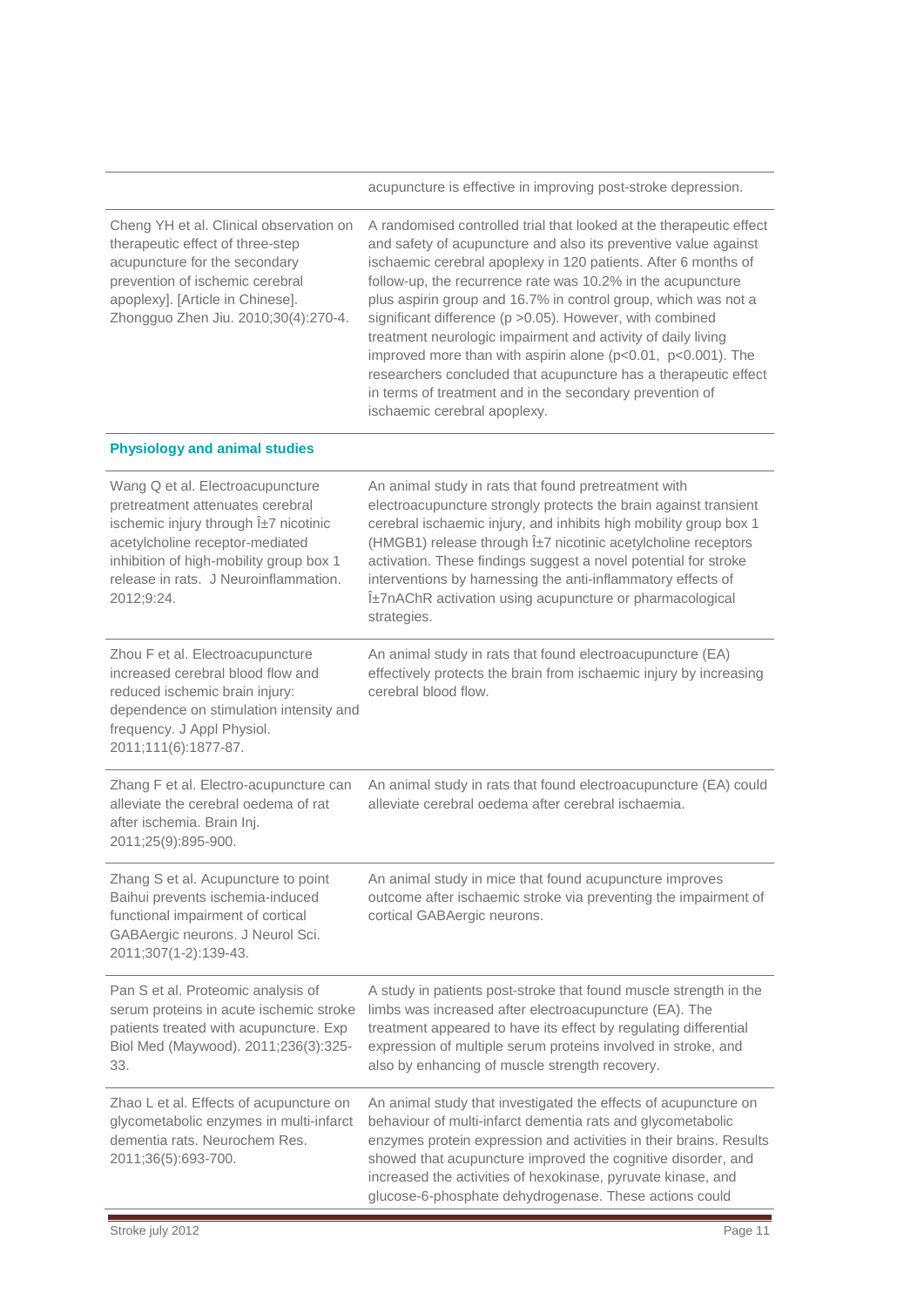| | |
|---|---|
| | acupuncture is effective in improving post-stroke depression. |
| Cheng YH et al. Clinical observation on therapeutic effect of three-step acupuncture for the secondary prevention of ischemic cerebral apoplexy]. [Article in Chinese]. Zhongguo Zhen Jiu. 2010;30(4):270-4. | A randomised controlled trial that looked at the therapeutic effect and safety of acupuncture and also its preventive value against ischaemic cerebral apoplexy in 120 patients. After 6 months of follow-up, the recurrence rate was 10.2% in the acupuncture plus aspirin group and 16.7% in control group, which was not a significant difference ($p > 0.05$). However, with combined treatment neurologic impairment and activity of daily living improved more than with aspirin alone ($p<0.01$, $p<0.001$). The researchers concluded that acupuncture has a therapeutic effect in terms of treatment and in the secondary prevention of ischaemic cerebral apoplexy. |

**Physiology and animal studies**

| | |
|---|---|
| Wang Q et al. Electroacupuncture pretreatment attenuates cerebral ischemic injury through Î±7 nicotinic acetylcholine receptor-mediated inhibition of high-mobility group box 1 release in rats. J Neuroinflammation. 2012;9:24. | An animal study in rats that found pretreatment with electroacupuncture strongly protects the brain against transient cerebral ischaemic injury, and inhibits high mobility group box 1 (HMGB1) release through Î±7 nicotinic acetylcholine receptors activation. These findings suggest a novel potential for stroke interventions by harnessing the anti-inflammatory effects of Î±7nAChR activation using acupuncture or pharmacological strategies. |
| Zhou F et al. Electroacupuncture increased cerebral blood flow and reduced ischemic brain injury: dependence on stimulation intensity and frequency. J Appl Physiol. 2011;111(6):1877-87. | An animal study in rats that found electroacupuncture (EA) effectively protects the brain from ischaemic injury by increasing cerebral blood flow. |
| Zhang F et al. Electro-acupuncture can alleviate the cerebral oedema of rat after ischemia. Brain Inj. 2011;25(9):895-900. | An animal study in rats that found electroacupuncture (EA) could alleviate cerebral oedema after cerebral ischaemia. |
| Zhang S et al. Acupuncture to point Baihui prevents ischemia-induced functional impairment of cortical GABAergic neurons. J Neurol Sci. 2011;307(1-2):139-43. | An animal study in mice that found acupuncture improves outcome after ischaemic stroke via preventing the impairment of cortical GABAergic neurons. |
| Pan S et al. Proteomic analysis of serum proteins in acute ischemic stroke patients treated with acupuncture. Exp Biol Med (Maywood). 2011;236(3):325-33. | A study in patients post-stroke that found muscle strength in the limbs was increased after electroacupuncture (EA). The treatment appeared to have its effect by regulating differential expression of multiple serum proteins involved in stroke, and also by enhancing of muscle strength recovery. |
| Zhao L et al. Effects of acupuncture on glycometabolic enzymes in multi-infarct dementia rats. Neurochem Res. 2011;36(5):693-700. | An animal study that investigated the effects of acupuncture on behaviour of multi-infarct dementia rats and glycometabolic enzymes protein expression and activities in their brains. Results showed that acupuncture improved the cognitive disorder, and increased the activities of hexokinase, pyruvate kinase, and glucose-6-phosphate dehydrogenase. These actions could |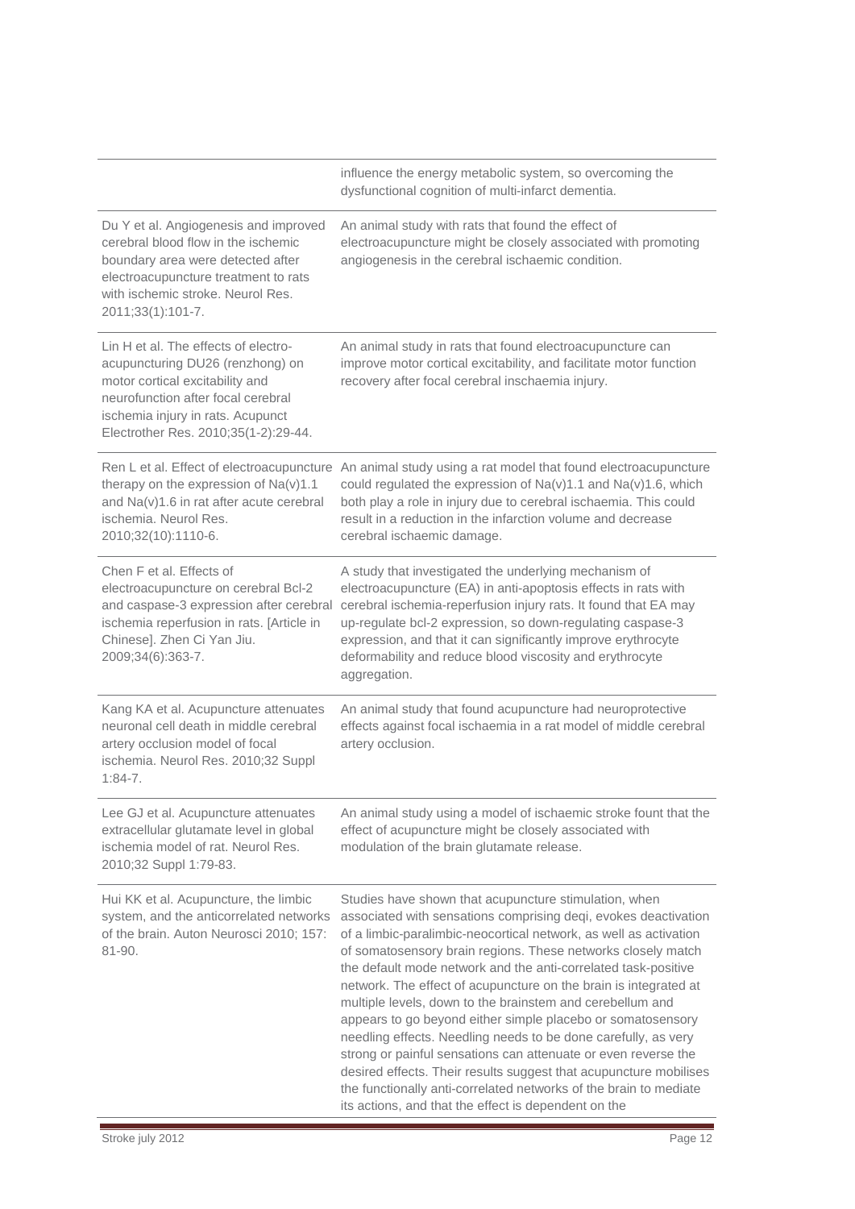| | |
|---|---|
| | influence the energy metabolic system, so overcoming the dysfunctional cognition of multi-infarct dementia. |
| Du Y et al. Angiogenesis and improved cerebral blood flow in the ischemic boundary area were detected after electroacupuncture treatment to rats with ischemic stroke. Neurol Res. 2011;33(1):101-7. | An animal study with rats that found the effect of electroacupuncture might be closely associated with promoting angiogenesis in the cerebral ischaemic condition. |
| Lin H et al. The effects of electro-acupuncturing DU26 (renzhong) on motor cortical excitability and neurofunction after focal cerebral ischemia injury in rats. Acupunct Electrother Res. 2010;35(1-2):29-44. | An animal study in rats that found electroacupuncture can improve motor cortical excitability, and facilitate motor function recovery after focal cerebral inschaemia injury. |
| Ren L et al. Effect of electroacupuncture therapy on the expression of Na(v)1.1 and Na(v)1.6 in rat after acute cerebral ischemia. Neurol Res. 2010;32(10):1110-6. | An animal study using a rat model that found electroacupuncture could regulated the expression of Na(v)1.1 and Na(v)1.6, which both play a role in injury due to cerebral ischaemia. This could result in a reduction in the infarction volume and decrease cerebral ischaemic damage. |
| Chen F et al. Effects of electroacupuncture on cerebral Bcl-2 and caspase-3 expression after cerebral ischemia reperfusion in rats. [Article in Chinese]. Zhen Ci Yan Jiu. 2009;34(6):363-7. | A study that investigated the underlying mechanism of electroacupuncture (EA) in anti-apoptosis effects in rats with cerebral ischemia-reperfusion injury rats. It found that EA may up-regulate bcl-2 expression, so down-regulating caspase-3 expression, and that it can significantly improve erythrocyte deformability and reduce blood viscosity and erythrocyte aggregation. |
| Kang KA et al. Acupuncture attenuates neuronal cell death in middle cerebral artery occlusion model of focal ischemia. Neurol Res. 2010;32 Suppl 1:84-7. | An animal study that found acupuncture had neuroprotective effects against focal ischaemia in a rat model of middle cerebral artery occlusion. |
| Lee GJ et al. Acupuncture attenuates extracellular glutamate level in global ischemia model of rat. Neurol Res. 2010;32 Suppl 1:79-83. | An animal study using a model of ischaemic stroke fount that the effect of acupuncture might be closely associated with modulation of the brain glutamate release. |
| Hui KK et al. Acupuncture, the limbic system, and the anticorrelated networks of the brain. Auton Neurosci 2010; 157: 81-90. | Studies have shown that acupuncture stimulation, when associated with sensations comprising deqi, evokes deactivation of a limbic-paralimbic-neocortical network, as well as activation of somatosensory brain regions. These networks closely match the default mode network and the anti-correlated task-positive network. The effect of acupuncture on the brain is integrated at multiple levels, down to the brainstem and cerebellum and appears to go beyond either simple placebo or somatosensory needling effects. Needling needs to be done carefully, as very strong or painful sensations can attenuate or even reverse the desired effects. Their results suggest that acupuncture mobilises the functionally anti-correlated networks of the brain to mediate its actions, and that the effect is dependent on the |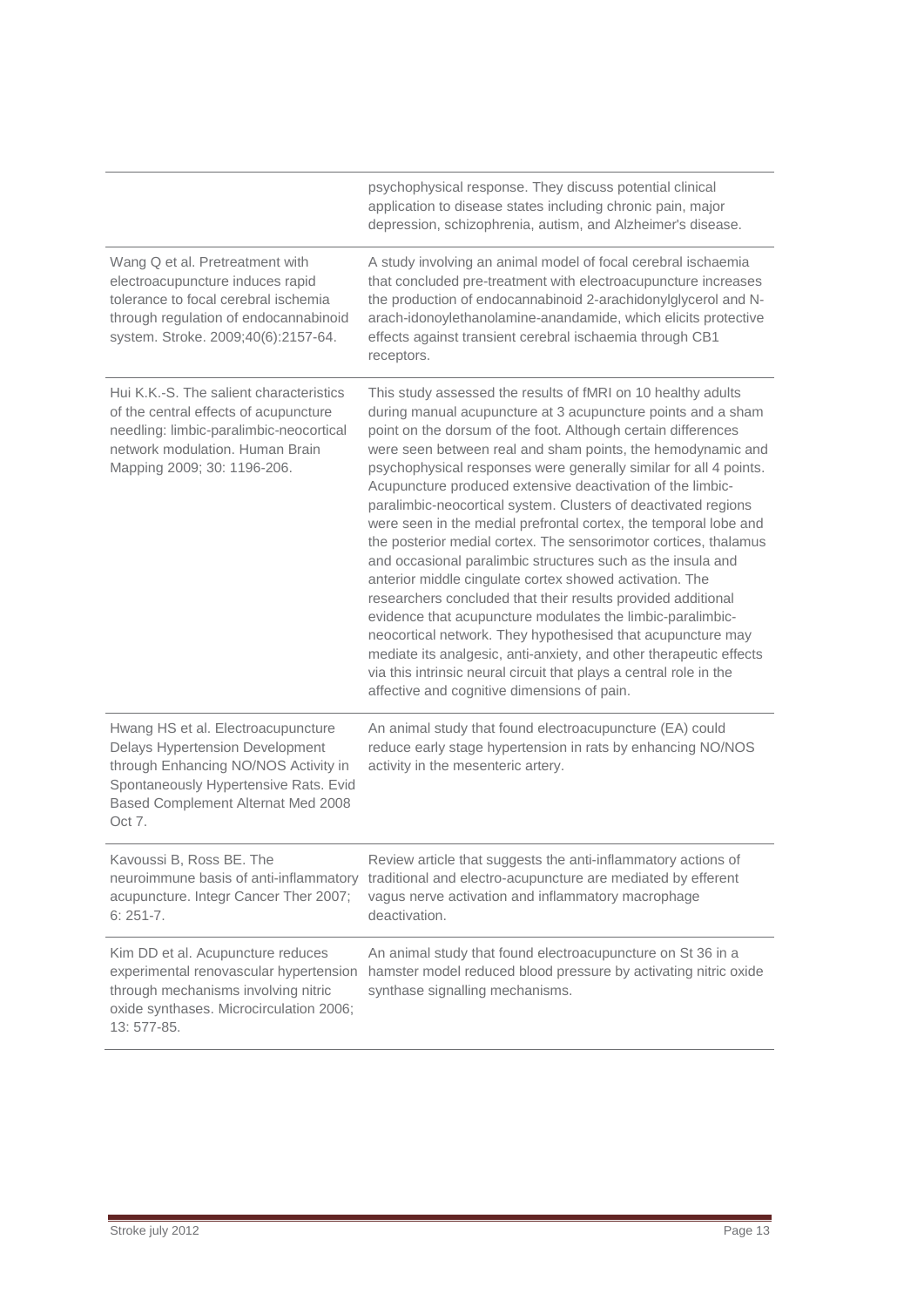| | |
|---|---|
| | psychophysical response. They discuss potential clinical application to disease states including chronic pain, major depression, schizophrenia, autism, and Alzheimer's disease. |
| Wang Q et al. Pretreatment with electroacupuncture induces rapid tolerance to focal cerebral ischemia through regulation of endocannabinoid system. Stroke. 2009;40(6):2157-64. | A study involving an animal model of focal cerebral ischaemia that concluded pre-treatment with electroacupuncture increases the production of endocannabinoid 2-arachidonylglycerol and N-arach-idonoylethanolamine-anandamide, which elicits protective effects against transient cerebral ischaemia through CB1 receptors. |
| Hui K.K.-S. The salient characteristics of the central effects of acupuncture needling: limbic-paralimbic-neocortical network modulation. Human Brain Mapping 2009; 30: 1196-206. | This study assessed the results of fMRI on 10 healthy adults during manual acupuncture at 3 acupuncture points and a sham point on the dorsum of the foot. Although certain differences were seen between real and sham points, the hemodynamic and psychophysical responses were generally similar for all 4 points. Acupuncture produced extensive deactivation of the limbic-paralimbic-neocortical system. Clusters of deactivated regions were seen in the medial prefrontal cortex, the temporal lobe and the posterior medial cortex. The sensorimotor cortices, thalamus and occasional paralimbic structures such as the insula and anterior middle cingulate cortex showed activation. The researchers concluded that their results provided additional evidence that acupuncture modulates the limbic-paralimbic-neocortical network. They hypothesised that acupuncture may mediate its analgesic, anti-anxiety, and other therapeutic effects via this intrinsic neural circuit that plays a central role in the affective and cognitive dimensions of pain. |
| Hwang HS et al. Electroacupuncture Delays Hypertension Development through Enhancing NO/NOS Activity in Spontaneously Hypertensive Rats. Evid Based Complement Alternat Med 2008 Oct 7. | An animal study that found electroacupuncture (EA) could reduce early stage hypertension in rats by enhancing NO/NOS activity in the mesenteric artery. |
| Kavoussi B, Ross BE. The neuroimmune basis of anti-inflammatory acupuncture. Integr Cancer Ther 2007; 6: 251-7. | Review article that suggests the anti-inflammatory actions of traditional and electro-acupuncture are mediated by efferent vagus nerve activation and inflammatory macrophage deactivation. |
| Kim DD et al. Acupuncture reduces experimental renovascular hypertension through mechanisms involving nitric oxide synthases. Microcirculation 2006; 13: 577-85. | An animal study that found electroacupuncture on St 36 in a hamster model reduced blood pressure by activating nitric oxide synthase signalling mechanisms. |